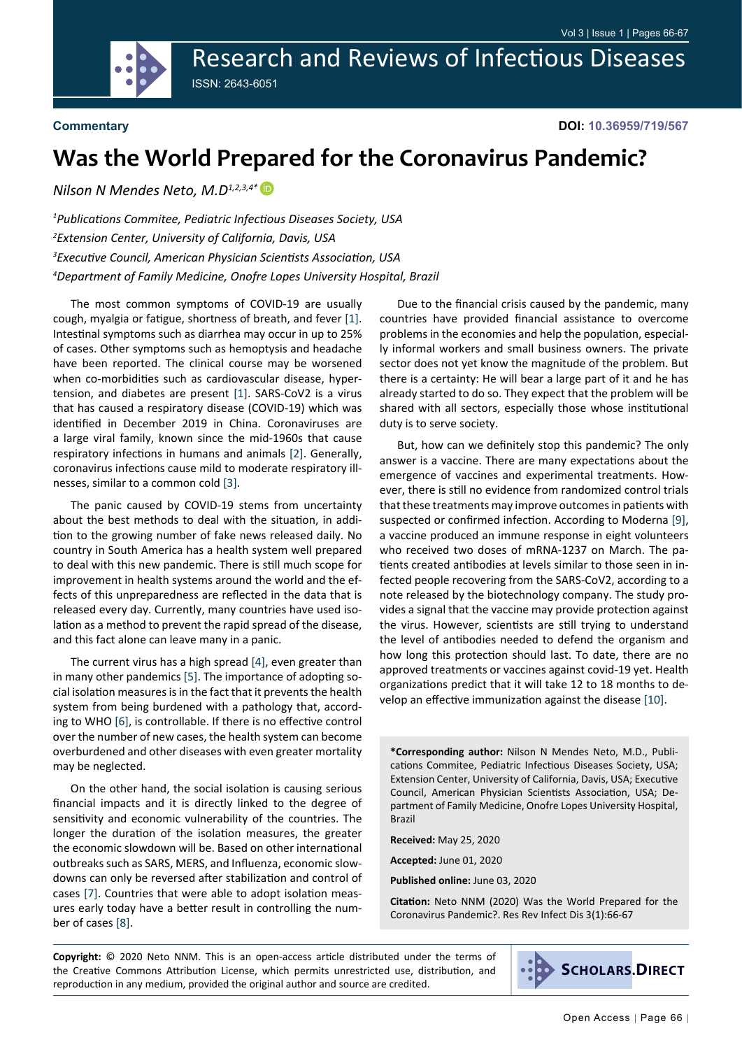**Commentary**

**DOI: 10.36959/719/567**

# Was the World Prepared for the Coronavirus Pandemic?

*Nilson N Mendes Neto, M.D[1,2,3,4]\**

*[1]Publications Commitee, Pediatric Infectious Diseases Society, USA*

*[2]Extension Center, University of California, Davis, USA*

*[3]Executive Council, American Physician Scientists Association, USA*

*[4]Department of Family Medicine, Onofre Lopes University Hospital, Brazil*

The most common symptoms of COVID-19 are usually cough, myalgia or fatigue, shortness of breath, and fever [1]. Intestinal symptoms such as diarrhea may occur in up to 25% of cases. Other symptoms such as hemoptysis and headache have been reported. The clinical course may be worsened when co-morbidities such as cardiovascular disease, hypertension, and diabetes are present [1]. SARS-CoV2 is a virus that has caused a respiratory disease (COVID-19) which was identified in December 2019 in China. Coronaviruses are a large viral family, known since the mid-1960s that cause respiratory infections in humans and animals [2]. Generally, coronavirus infections cause mild to moderate respiratory illnesses, similar to a common cold [3].

The panic caused by COVID-19 stems from uncertainty about the best methods to deal with the situation, in addition to the growing number of fake news released daily. No country in South America has a health system well prepared to deal with this new pandemic. There is still much scope for improvement in health systems around the world and the effects of this unpreparedness are reflected in the data that is released every day. Currently, many countries have used isolation as a method to prevent the rapid spread of the disease, and this fact alone can leave many in a panic.

The current virus has a high spread [4], even greater than in many other pandemics [5]. The importance of adopting social isolation measures is in the fact that it prevents the health system from being burdened with a pathology that, according to WHO [6], is controllable. If there is no effective control over the number of new cases, the health system can become overburdened and other diseases with even greater mortality may be neglected.

On the other hand, the social isolation is causing serious financial impacts and it is directly linked to the degree of sensitivity and economic vulnerability of the countries. The longer the duration of the isolation measures, the greater the economic slowdown will be. Based on other international outbreaks such as SARS, MERS, and Influenza, economic slowdowns can only be reversed after stabilization and control of cases [7]. Countries that were able to adopt isolation measures early today have a better result in controlling the number of cases [8].

Due to the financial crisis caused by the pandemic, many countries have provided financial assistance to overcome problems in the economies and help the population, especially informal workers and small business owners. The private sector does not yet know the magnitude of the problem. But there is a certainty: He will bear a large part of it and he has already started to do so. They expect that the problem will be shared with all sectors, especially those whose institutional duty is to serve society.

But, how can we definitely stop this pandemic? The only answer is a vaccine. There are many expectations about the emergence of vaccines and experimental treatments. However, there is still no evidence from randomized control trials that these treatments may improve outcomes in patients with suspected or confirmed infection. According to Moderna [9], a vaccine produced an immune response in eight volunteers who received two doses of mRNA-1237 on March. The patients created antibodies at levels similar to those seen in infected people recovering from the SARS-CoV2, according to a note released by the biotechnology company. The study provides a signal that the vaccine may provide protection against the virus. However, scientists are still trying to understand the level of antibodies needed to defend the organism and how long this protection should last. To date, there are no approved treatments or vaccines against covid-19 yet. Health organizations predict that it will take 12 to 18 months to develop an effective immunization against the disease [10].

**\*Corresponding author:** Nilson N Mendes Neto, M.D., Publications Commitee, Pediatric Infectious Diseases Society, USA; Extension Center, University of California, Davis, USA; Executive Council, American Physician Scientists Association, USA; Department of Family Medicine, Onofre Lopes University Hospital, Brazil

**Received:** May 25, 2020

**Accepted:** June 01, 2020

**Published online:** June 03, 2020

**Citation:** Neto NNM (2020) Was the World Prepared for the Coronavirus Pandemic?. Res Rev Infect Dis 3(1):66-67

**Copyright:** © 2020 Neto NNM. This is an open-access article distributed under the terms of the Creative Commons Attribution License, which permits unrestricted use, distribution, and reproduction in any medium, provided the original author and source are credited.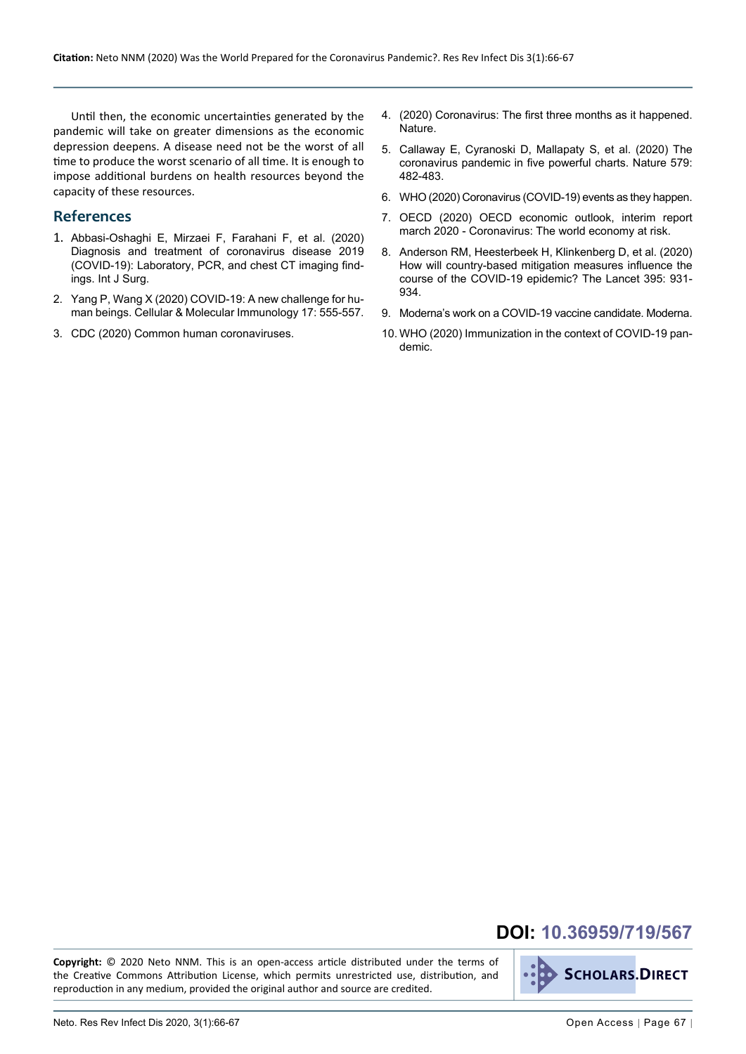Until then, the economic uncertainties generated by the pandemic will take on greater dimensions as the economic depression deepens. A disease need not be the worst of all time to produce the worst scenario of all time. It is enough to impose additional burdens on health resources beyond the capacity of these resources.

## References

1. Abbasi-Oshaghi E, Mirzaei F, Farahani F, et al. (2020) Diagnosis and treatment of coronavirus disease 2019 (COVID-19): Laboratory, PCR, and chest CT imaging findings. Int J Surg.
2. Yang P, Wang X (2020) COVID-19: A new challenge for human beings. Cellular & Molecular Immunology 17: 555-557.
3. CDC (2020) Common human coronaviruses.
4. (2020) Coronavirus: The first three months as it happened. Nature.
5. Callaway E, Cyranoski D, Mallapaty S, et al. (2020) The coronavirus pandemic in five powerful charts. Nature 579: 482-483.
6. WHO (2020) Coronavirus (COVID-19) events as they happen.
7. OECD (2020) OECD economic outlook, interim report march 2020 - Coronavirus: The world economy at risk.
8. Anderson RM, Heesterbeek H, Klinkenberg D, et al. (2020) How will country-based mitigation measures influence the course of the COVID-19 epidemic? The Lancet 395: 931-934.
9. Moderna's work on a COVID-19 vaccine candidate. Moderna.
10. WHO (2020) Immunization in the context of COVID-19 pandemic.

**DOI: 10.36959/719/567**

**Copyright:** © 2020 Neto NNM. This is an open-access article distributed under the terms of the Creative Commons Attribution License, which permits unrestricted use, distribution, and reproduction in any medium, provided the original author and source are credited.